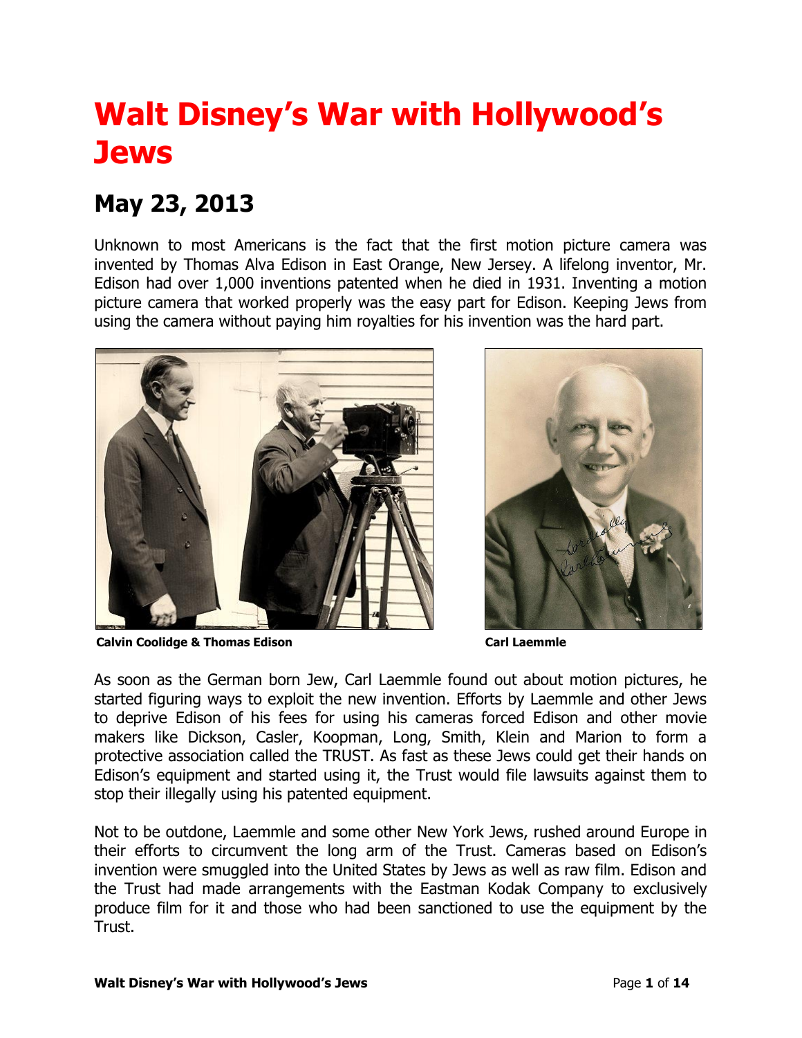# Walt Disney's War with Hollywood's Jews

## May 23, 2013

Unknown to most Americans is the fact that the first motion picture camera was invented by Thomas Alva Edison in East Orange, New Jersey. A lifelong inventor, Mr. Edison had over 1,000 inventions patented when he died in 1931. Inventing a motion picture camera that worked properly was the easy part for Edison. Keeping Jews from using the camera without paying him royalties for his invention was the hard part.

**Calvin Coolidge & Thomas Edison**

**Carl Laemmle**

As soon as the German born Jew, Carl Laemmle found out about motion pictures, he started figuring ways to exploit the new invention. Efforts by Laemmle and other Jews to deprive Edison of his fees for using his cameras forced Edison and other movie makers like Dickson, Casler, Koopman, Long, Smith, Klein and Marion to form a protective association called the TRUST. As fast as these Jews could get their hands on Edison's equipment and started using it, the Trust would file lawsuits against them to stop their illegally using his patented equipment.

Not to be outdone, Laemmle and some other New York Jews, rushed around Europe in their efforts to circumvent the long arm of the Trust. Cameras based on Edison's invention were smuggled into the United States by Jews as well as raw film. Edison and the Trust had made arrangements with the Eastman Kodak Company to exclusively produce film for it and those who had been sanctioned to use the equipment by the Trust.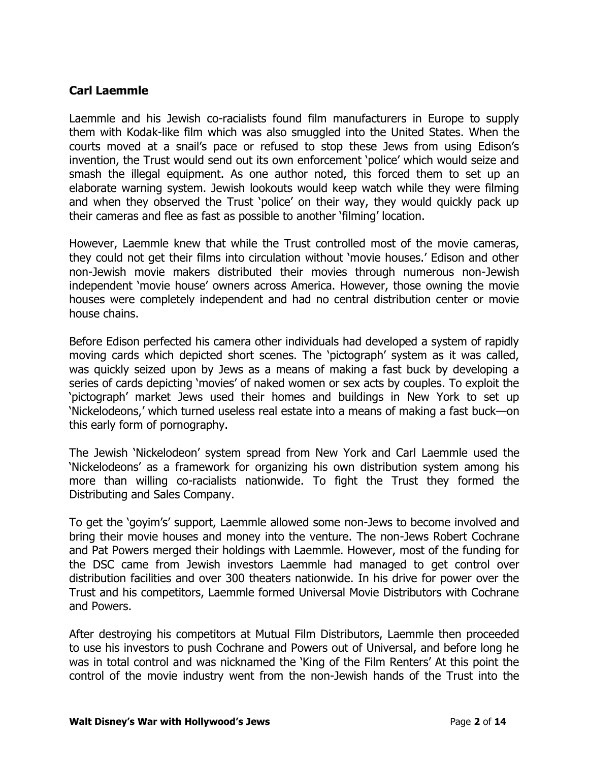**Carl Laemmle**

Laemmle and his Jewish co-racialists found film manufacturers in Europe to supply them with Kodak-like film which was also smuggled into the United States. When the courts moved at a snail's pace or refused to stop these Jews from using Edison's invention, the Trust would send out its own enforcement 'police' which would seize and smash the illegal equipment. As one author noted, this forced them to set up an elaborate warning system. Jewish lookouts would keep watch while they were filming and when they observed the Trust 'police' on their way, they would quickly pack up their cameras and flee as fast as possible to another 'filming' location.

However, Laemmle knew that while the Trust controlled most of the movie cameras, they could not get their films into circulation without 'movie houses.' Edison and other non-Jewish movie makers distributed their movies through numerous non-Jewish independent 'movie house' owners across America. However, those owning the movie houses were completely independent and had no central distribution center or movie house chains.

Before Edison perfected his camera other individuals had developed a system of rapidly moving cards which depicted short scenes. The 'pictograph' system as it was called, was quickly seized upon by Jews as a means of making a fast buck by developing a series of cards depicting 'movies' of naked women or sex acts by couples. To exploit the 'pictograph' market Jews used their homes and buildings in New York to set up 'Nickelodeons,' which turned useless real estate into a means of making a fast buck—on this early form of pornography.

The Jewish 'Nickelodeon' system spread from New York and Carl Laemmle used the 'Nickelodeons' as a framework for organizing his own distribution system among his more than willing co-racialists nationwide. To fight the Trust they formed the Distributing and Sales Company.

To get the 'goyim's' support, Laemmle allowed some non-Jews to become involved and bring their movie houses and money into the venture. The non-Jews Robert Cochrane and Pat Powers merged their holdings with Laemmle. However, most of the funding for the DSC came from Jewish investors Laemmle had managed to get control over distribution facilities and over 300 theaters nationwide. In his drive for power over the Trust and his competitors, Laemmle formed Universal Movie Distributors with Cochrane and Powers.

After destroying his competitors at Mutual Film Distributors, Laemmle then proceeded to use his investors to push Cochrane and Powers out of Universal, and before long he was in total control and was nicknamed the 'King of the Film Renters' At this point the control of the movie industry went from the non-Jewish hands of the Trust into the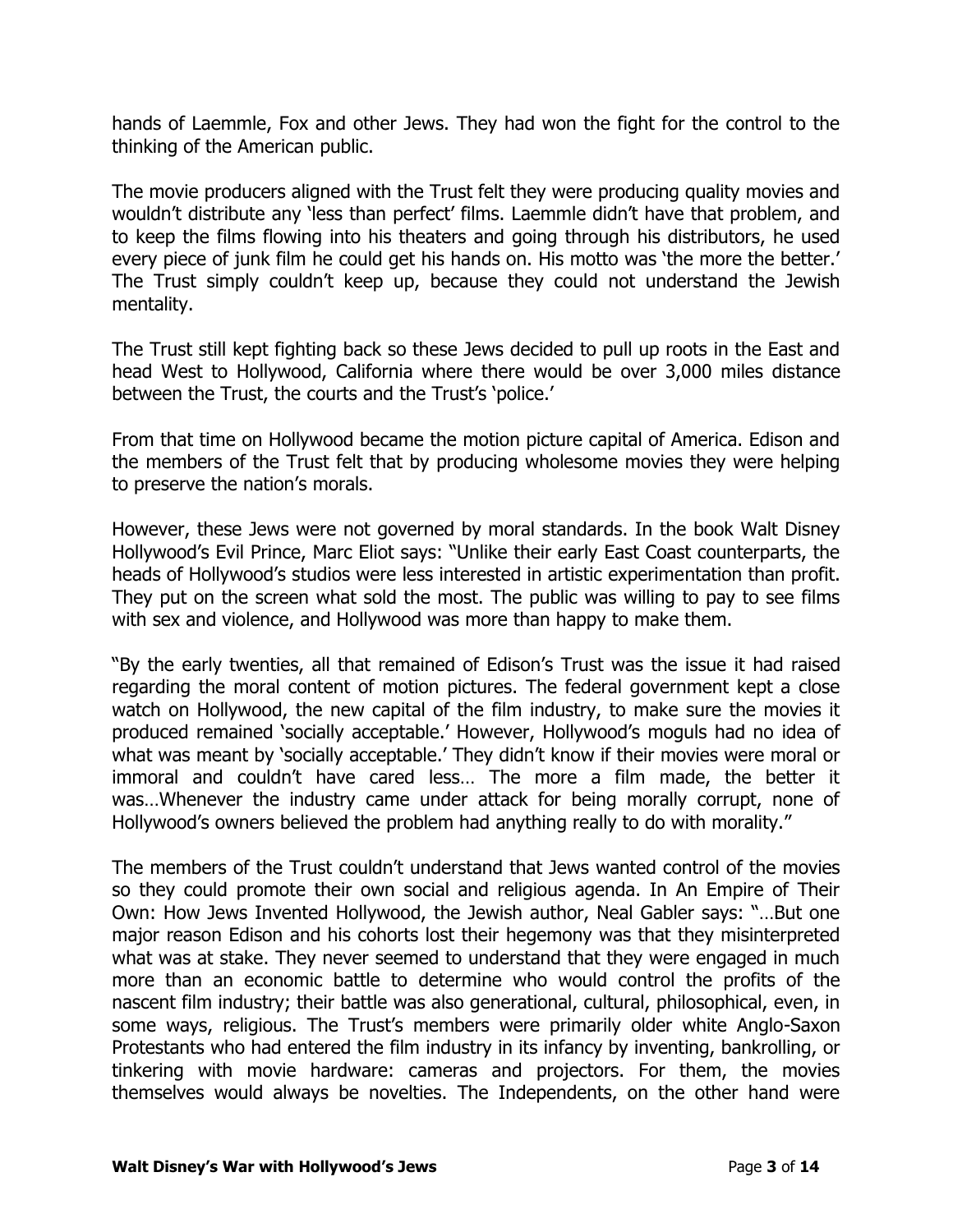hands of Laemmle, Fox and other Jews. They had won the fight for the control to the thinking of the American public.

The movie producers aligned with the Trust felt they were producing quality movies and wouldn't distribute any 'less than perfect' films. Laemmle didn't have that problem, and to keep the films flowing into his theaters and going through his distributors, he used every piece of junk film he could get his hands on. His motto was 'the more the better.' The Trust simply couldn't keep up, because they could not understand the Jewish mentality.

The Trust still kept fighting back so these Jews decided to pull up roots in the East and head West to Hollywood, California where there would be over 3,000 miles distance between the Trust, the courts and the Trust's 'police.'

From that time on Hollywood became the motion picture capital of America. Edison and the members of the Trust felt that by producing wholesome movies they were helping to preserve the nation's morals.

However, these Jews were not governed by moral standards. In the book Walt Disney Hollywood's Evil Prince, Marc Eliot says: "Unlike their early East Coast counterparts, the heads of Hollywood's studios were less interested in artistic experimentation than profit. They put on the screen what sold the most. The public was willing to pay to see films with sex and violence, and Hollywood was more than happy to make them.

"By the early twenties, all that remained of Edison's Trust was the issue it had raised regarding the moral content of motion pictures. The federal government kept a close watch on Hollywood, the new capital of the film industry, to make sure the movies it produced remained 'socially acceptable.' However, Hollywood's moguls had no idea of what was meant by 'socially acceptable.' They didn't know if their movies were moral or immoral and couldn't have cared less… The more a film made, the better it was…Whenever the industry came under attack for being morally corrupt, none of Hollywood's owners believed the problem had anything really to do with morality."

The members of the Trust couldn't understand that Jews wanted control of the movies so they could promote their own social and religious agenda. In An Empire of Their Own: How Jews Invented Hollywood, the Jewish author, Neal Gabler says: "…But one major reason Edison and his cohorts lost their hegemony was that they misinterpreted what was at stake. They never seemed to understand that they were engaged in much more than an economic battle to determine who would control the profits of the nascent film industry; their battle was also generational, cultural, philosophical, even, in some ways, religious. The Trust's members were primarily older white Anglo-Saxon Protestants who had entered the film industry in its infancy by inventing, bankrolling, or tinkering with movie hardware: cameras and projectors. For them, the movies themselves would always be novelties. The Independents, on the other hand were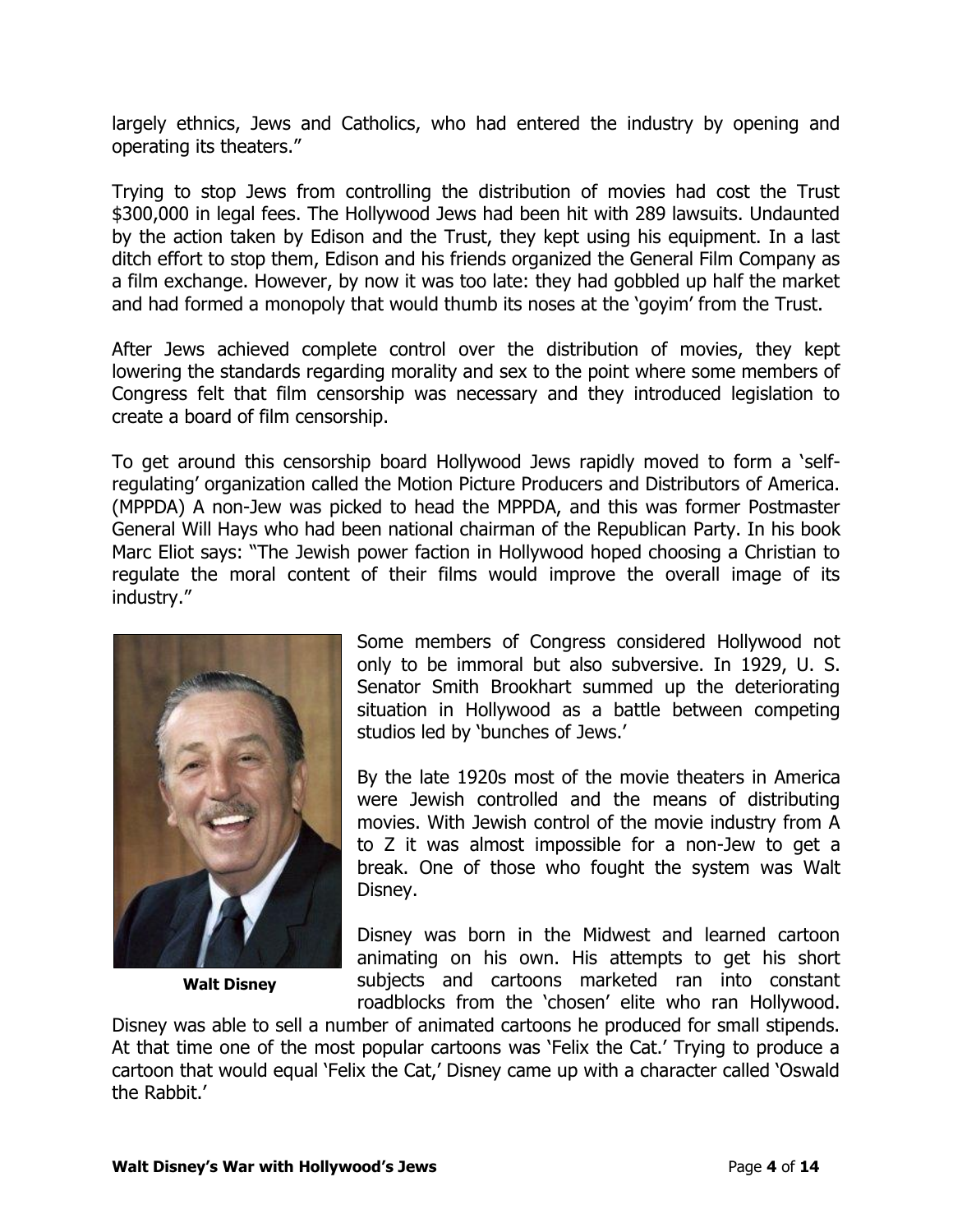largely ethnics, Jews and Catholics, who had entered the industry by opening and operating its theaters."

Trying to stop Jews from controlling the distribution of movies had cost the Trust $300,000 in legal fees. The Hollywood Jews had been hit with 289 lawsuits. Undaunted by the action taken by Edison and the Trust, they kept using his equipment. In a last ditch effort to stop them, Edison and his friends organized the General Film Company as a film exchange. However, by now it was too late: they had gobbled up half the market and had formed a monopoly that would thumb its noses at the 'goyim' from the Trust.

After Jews achieved complete control over the distribution of movies, they kept lowering the standards regarding morality and sex to the point where some members of Congress felt that film censorship was necessary and they introduced legislation to create a board of film censorship.

To get around this censorship board Hollywood Jews rapidly moved to form a 'self-regulating' organization called the Motion Picture Producers and Distributors of America. (MPPDA) A non-Jew was picked to head the MPPDA, and this was former Postmaster General Will Hays who had been national chairman of the Republican Party. In his book Marc Eliot says: "The Jewish power faction in Hollywood hoped choosing a Christian to regulate the moral content of their films would improve the overall image of its industry."

**Walt Disney**

Some members of Congress considered Hollywood not only to be immoral but also subversive. In 1929, U. S. Senator Smith Brookhart summed up the deteriorating situation in Hollywood as a battle between competing studios led by 'bunches of Jews.'

By the late 1920s most of the movie theaters in America were Jewish controlled and the means of distributing movies. With Jewish control of the movie industry from A to Z it was almost impossible for a non-Jew to get a break. One of those who fought the system was Walt Disney.

Disney was born in the Midwest and learned cartoon animating on his own. His attempts to get his short subjects and cartoons marketed ran into constant roadblocks from the 'chosen' elite who ran Hollywood. Disney was able to sell a number of animated cartoons he produced for small stipends. At that time one of the most popular cartoons was 'Felix the Cat.' Trying to produce a cartoon that would equal 'Felix the Cat,' Disney came up with a character called 'Oswald the Rabbit.'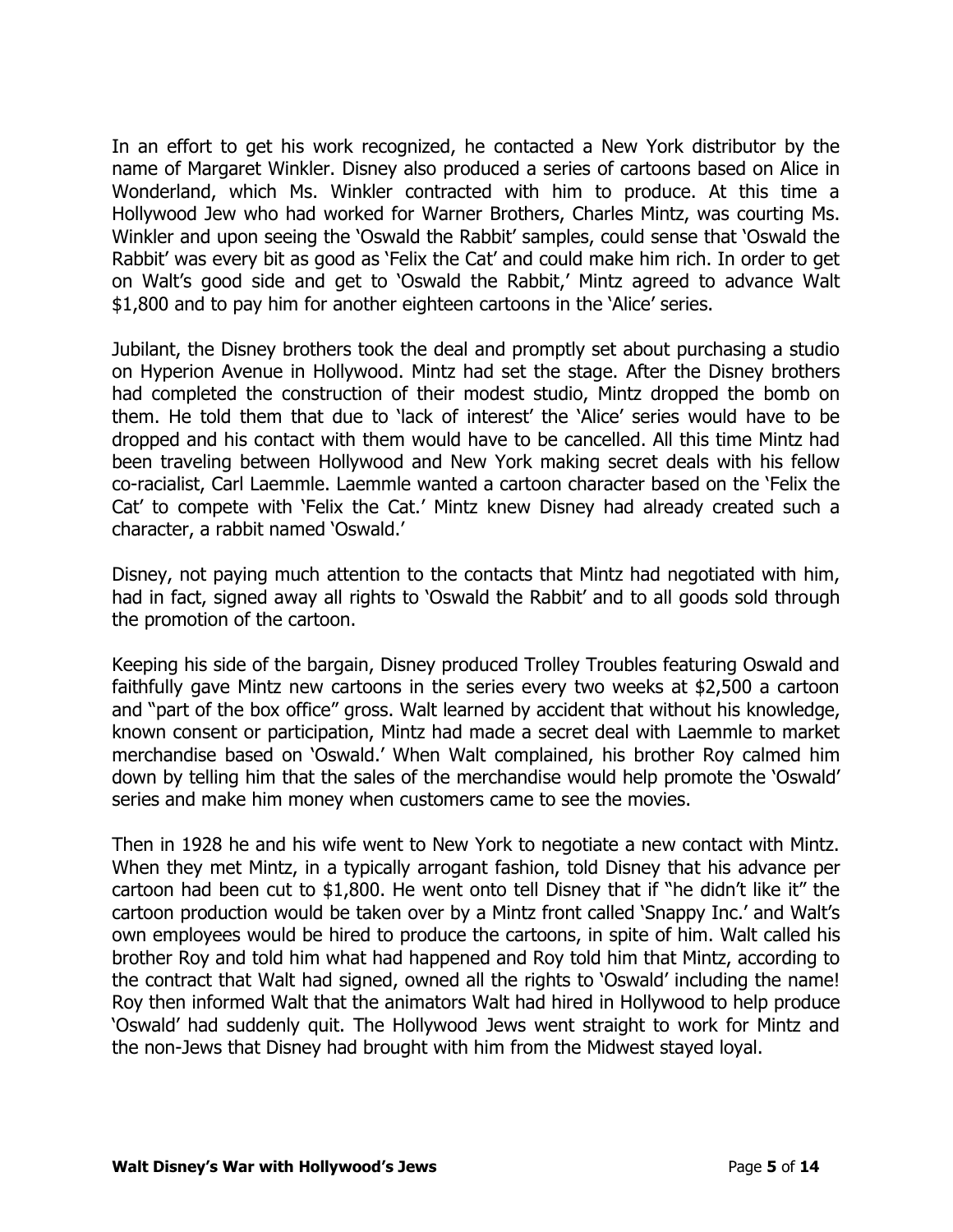In an effort to get his work recognized, he contacted a New York distributor by the name of Margaret Winkler. Disney also produced a series of cartoons based on Alice in Wonderland, which Ms. Winkler contracted with him to produce. At this time a Hollywood Jew who had worked for Warner Brothers, Charles Mintz, was courting Ms. Winkler and upon seeing the 'Oswald the Rabbit' samples, could sense that 'Oswald the Rabbit' was every bit as good as 'Felix the Cat' and could make him rich. In order to get on Walt's good side and get to 'Oswald the Rabbit,' Mintz agreed to advance Walt $1,800 and to pay him for another eighteen cartoons in the 'Alice' series.

Jubilant, the Disney brothers took the deal and promptly set about purchasing a studio on Hyperion Avenue in Hollywood. Mintz had set the stage. After the Disney brothers had completed the construction of their modest studio, Mintz dropped the bomb on them. He told them that due to 'lack of interest' the 'Alice' series would have to be dropped and his contact with them would have to be cancelled. All this time Mintz had been traveling between Hollywood and New York making secret deals with his fellow co-racialist, Carl Laemmle. Laemmle wanted a cartoon character based on the 'Felix the Cat' to compete with 'Felix the Cat.' Mintz knew Disney had already created such a character, a rabbit named 'Oswald.'

Disney, not paying much attention to the contacts that Mintz had negotiated with him, had in fact, signed away all rights to 'Oswald the Rabbit' and to all goods sold through the promotion of the cartoon.

Keeping his side of the bargain, Disney produced Trolley Troubles featuring Oswald and faithfully gave Mintz new cartoons in the series every two weeks at $2,500 a cartoon and "part of the box office" gross. Walt learned by accident that without his knowledge, known consent or participation, Mintz had made a secret deal with Laemmle to market merchandise based on 'Oswald.' When Walt complained, his brother Roy calmed him down by telling him that the sales of the merchandise would help promote the 'Oswald' series and make him money when customers came to see the movies.

Then in 1928 he and his wife went to New York to negotiate a new contact with Mintz. When they met Mintz, in a typically arrogant fashion, told Disney that his advance per cartoon had been cut to $1,800. He went onto tell Disney that if "he didn't like it" the cartoon production would be taken over by a Mintz front called 'Snappy Inc.' and Walt's own employees would be hired to produce the cartoons, in spite of him. Walt called his brother Roy and told him what had happened and Roy told him that Mintz, according to the contract that Walt had signed, owned all the rights to 'Oswald' including the name! Roy then informed Walt that the animators Walt had hired in Hollywood to help produce 'Oswald' had suddenly quit. The Hollywood Jews went straight to work for Mintz and the non-Jews that Disney had brought with him from the Midwest stayed loyal.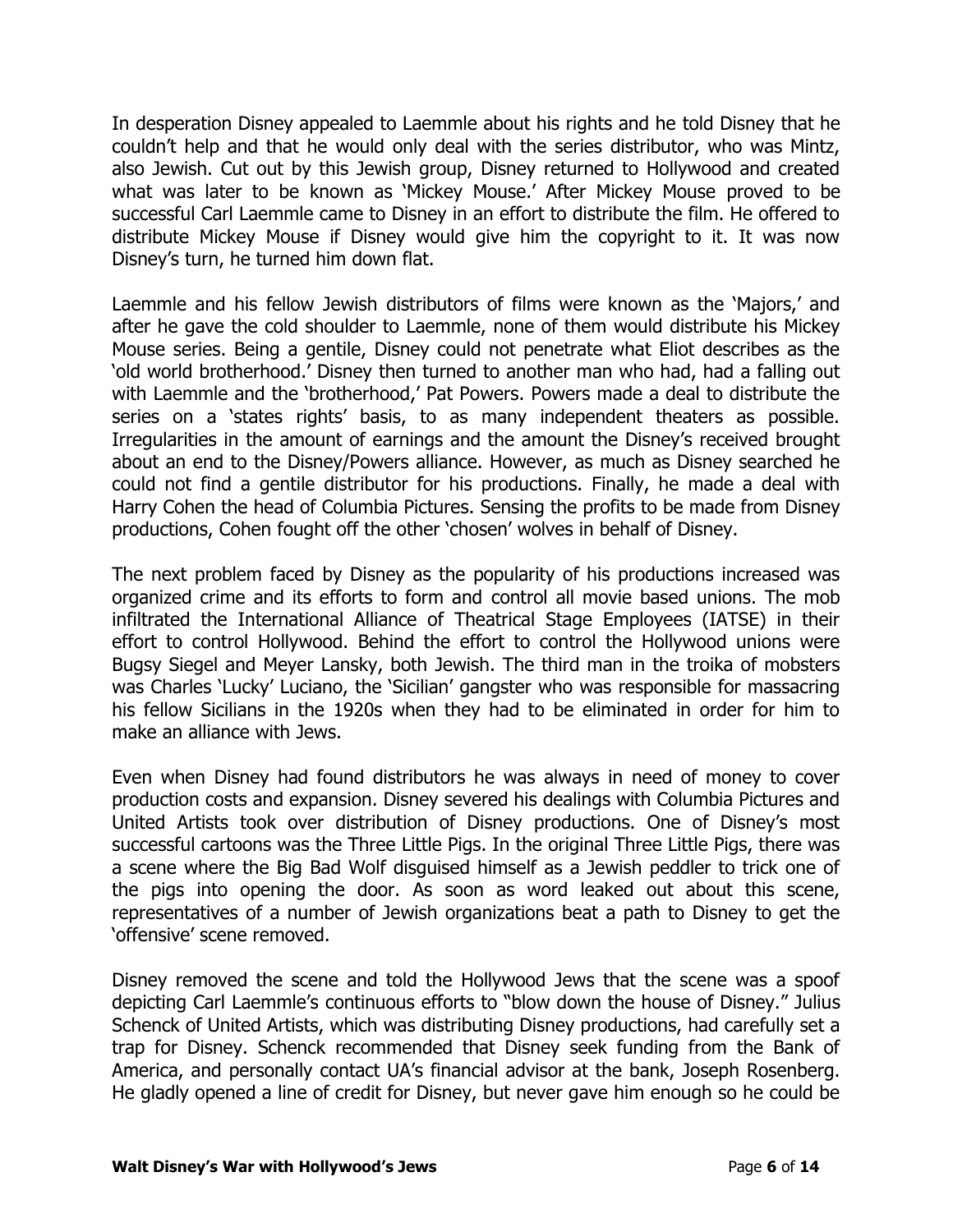In desperation Disney appealed to Laemmle about his rights and he told Disney that he couldn't help and that he would only deal with the series distributor, who was Mintz, also Jewish. Cut out by this Jewish group, Disney returned to Hollywood and created what was later to be known as 'Mickey Mouse.' After Mickey Mouse proved to be successful Carl Laemmle came to Disney in an effort to distribute the film. He offered to distribute Mickey Mouse if Disney would give him the copyright to it. It was now Disney's turn, he turned him down flat.

Laemmle and his fellow Jewish distributors of films were known as the 'Majors,' and after he gave the cold shoulder to Laemmle, none of them would distribute his Mickey Mouse series. Being a gentile, Disney could not penetrate what Eliot describes as the 'old world brotherhood.' Disney then turned to another man who had, had a falling out with Laemmle and the 'brotherhood,' Pat Powers. Powers made a deal to distribute the series on a 'states rights' basis, to as many independent theaters as possible. Irregularities in the amount of earnings and the amount the Disney's received brought about an end to the Disney/Powers alliance. However, as much as Disney searched he could not find a gentile distributor for his productions. Finally, he made a deal with Harry Cohen the head of Columbia Pictures. Sensing the profits to be made from Disney productions, Cohen fought off the other 'chosen' wolves in behalf of Disney.

The next problem faced by Disney as the popularity of his productions increased was organized crime and its efforts to form and control all movie based unions. The mob infiltrated the International Alliance of Theatrical Stage Employees (IATSE) in their effort to control Hollywood. Behind the effort to control the Hollywood unions were Bugsy Siegel and Meyer Lansky, both Jewish. The third man in the troika of mobsters was Charles 'Lucky' Luciano, the 'Sicilian' gangster who was responsible for massacring his fellow Sicilians in the 1920s when they had to be eliminated in order for him to make an alliance with Jews.

Even when Disney had found distributors he was always in need of money to cover production costs and expansion. Disney severed his dealings with Columbia Pictures and United Artists took over distribution of Disney productions. One of Disney's most successful cartoons was the Three Little Pigs. In the original Three Little Pigs, there was a scene where the Big Bad Wolf disguised himself as a Jewish peddler to trick one of the pigs into opening the door. As soon as word leaked out about this scene, representatives of a number of Jewish organizations beat a path to Disney to get the 'offensive' scene removed.

Disney removed the scene and told the Hollywood Jews that the scene was a spoof depicting Carl Laemmle's continuous efforts to "blow down the house of Disney." Julius Schenck of United Artists, which was distributing Disney productions, had carefully set a trap for Disney. Schenck recommended that Disney seek funding from the Bank of America, and personally contact UA's financial advisor at the bank, Joseph Rosenberg. He gladly opened a line of credit for Disney, but never gave him enough so he could be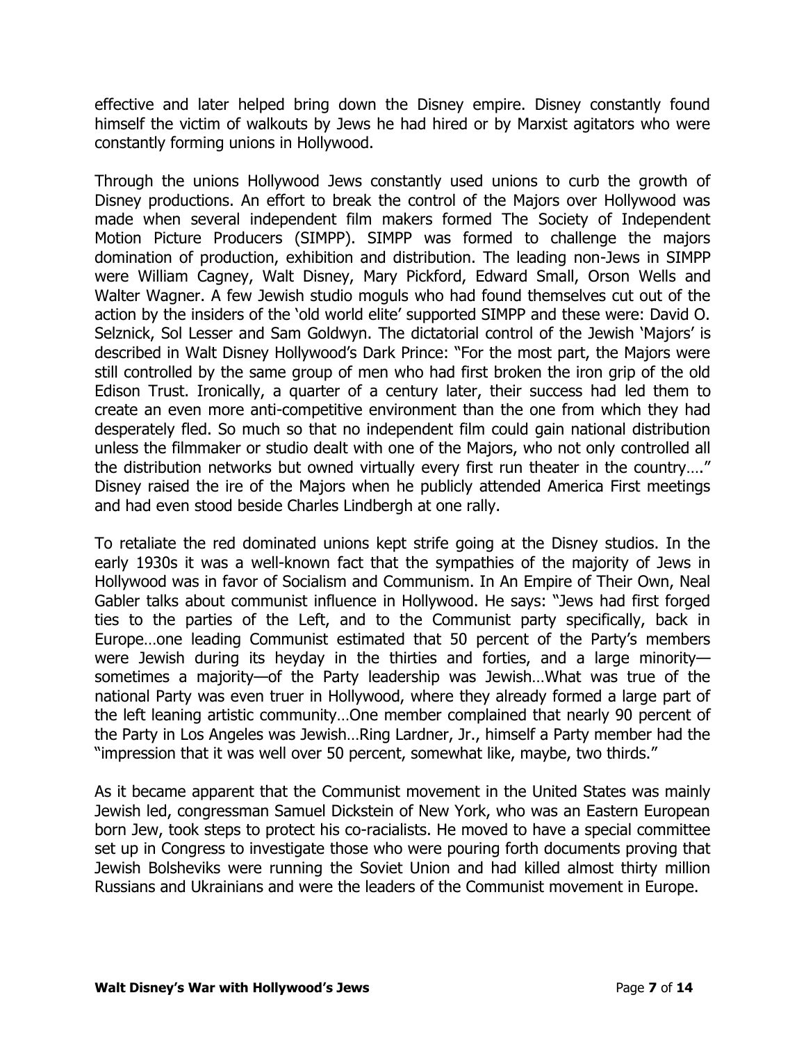effective and later helped bring down the Disney empire. Disney constantly found himself the victim of walkouts by Jews he had hired or by Marxist agitators who were constantly forming unions in Hollywood.

Through the unions Hollywood Jews constantly used unions to curb the growth of Disney productions. An effort to break the control of the Majors over Hollywood was made when several independent film makers formed The Society of Independent Motion Picture Producers (SIMPP). SIMPP was formed to challenge the majors domination of production, exhibition and distribution. The leading non-Jews in SIMPP were William Cagney, Walt Disney, Mary Pickford, Edward Small, Orson Wells and Walter Wagner. A few Jewish studio moguls who had found themselves cut out of the action by the insiders of the 'old world elite' supported SIMPP and these were: David O. Selznick, Sol Lesser and Sam Goldwyn. The dictatorial control of the Jewish 'Majors' is described in Walt Disney Hollywood's Dark Prince: "For the most part, the Majors were still controlled by the same group of men who had first broken the iron grip of the old Edison Trust. Ironically, a quarter of a century later, their success had led them to create an even more anti-competitive environment than the one from which they had desperately fled. So much so that no independent film could gain national distribution unless the filmmaker or studio dealt with one of the Majors, who not only controlled all the distribution networks but owned virtually every first run theater in the country…." Disney raised the ire of the Majors when he publicly attended America First meetings and had even stood beside Charles Lindbergh at one rally.

To retaliate the red dominated unions kept strife going at the Disney studios. In the early 1930s it was a well-known fact that the sympathies of the majority of Jews in Hollywood was in favor of Socialism and Communism. In An Empire of Their Own, Neal Gabler talks about communist influence in Hollywood. He says: "Jews had first forged ties to the parties of the Left, and to the Communist party specifically, back in Europe…one leading Communist estimated that 50 percent of the Party's members were Jewish during its heyday in the thirties and forties, and a large minority—sometimes a majority—of the Party leadership was Jewish…What was true of the national Party was even truer in Hollywood, where they already formed a large part of the left leaning artistic community…One member complained that nearly 90 percent of the Party in Los Angeles was Jewish…Ring Lardner, Jr., himself a Party member had the "impression that it was well over 50 percent, somewhat like, maybe, two thirds."

As it became apparent that the Communist movement in the United States was mainly Jewish led, congressman Samuel Dickstein of New York, who was an Eastern European born Jew, took steps to protect his co-racialists. He moved to have a special committee set up in Congress to investigate those who were pouring forth documents proving that Jewish Bolsheviks were running the Soviet Union and had killed almost thirty million Russians and Ukrainians and were the leaders of the Communist movement in Europe.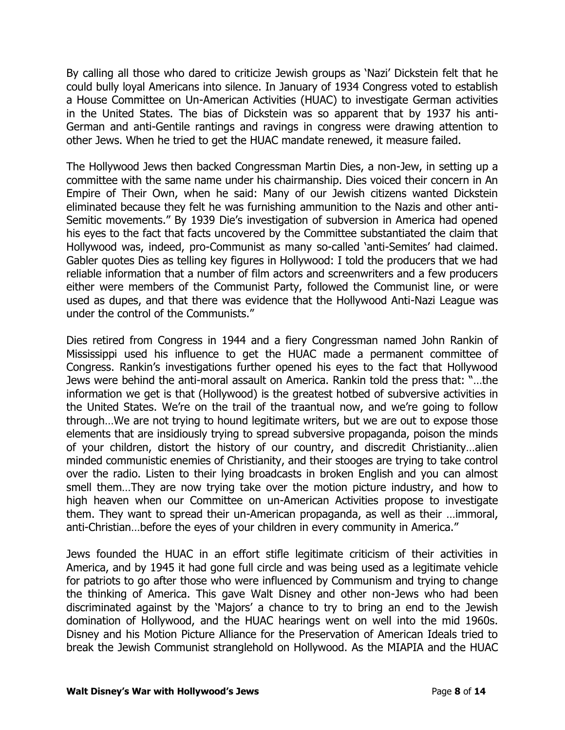By calling all those who dared to criticize Jewish groups as 'Nazi' Dickstein felt that he could bully loyal Americans into silence. In January of 1934 Congress voted to establish a House Committee on Un-American Activities (HUAC) to investigate German activities in the United States. The bias of Dickstein was so apparent that by 1937 his anti-German and anti-Gentile rantings and ravings in congress were drawing attention to other Jews. When he tried to get the HUAC mandate renewed, it measure failed.

The Hollywood Jews then backed Congressman Martin Dies, a non-Jew, in setting up a committee with the same name under his chairmanship. Dies voiced their concern in An Empire of Their Own, when he said: Many of our Jewish citizens wanted Dickstein eliminated because they felt he was furnishing ammunition to the Nazis and other anti-Semitic movements." By 1939 Die's investigation of subversion in America had opened his eyes to the fact that facts uncovered by the Committee substantiated the claim that Hollywood was, indeed, pro-Communist as many so-called 'anti-Semites' had claimed. Gabler quotes Dies as telling key figures in Hollywood: I told the producers that we had reliable information that a number of film actors and screenwriters and a few producers either were members of the Communist Party, followed the Communist line, or were used as dupes, and that there was evidence that the Hollywood Anti-Nazi League was under the control of the Communists."

Dies retired from Congress in 1944 and a fiery Congressman named John Rankin of Mississippi used his influence to get the HUAC made a permanent committee of Congress. Rankin's investigations further opened his eyes to the fact that Hollywood Jews were behind the anti-moral assault on America. Rankin told the press that: "…the information we get is that (Hollywood) is the greatest hotbed of subversive activities in the United States. We're on the trail of the traantual now, and we're going to follow through…We are not trying to hound legitimate writers, but we are out to expose those elements that are insidiously trying to spread subversive propaganda, poison the minds of your children, distort the history of our country, and discredit Christianity…alien minded communistic enemies of Christianity, and their stooges are trying to take control over the radio. Listen to their lying broadcasts in broken English and you can almost smell them…They are now trying take over the motion picture industry, and how to high heaven when our Committee on un-American Activities propose to investigate them. They want to spread their un-American propaganda, as well as their …immoral, anti-Christian…before the eyes of your children in every community in America."

Jews founded the HUAC in an effort stifle legitimate criticism of their activities in America, and by 1945 it had gone full circle and was being used as a legitimate vehicle for patriots to go after those who were influenced by Communism and trying to change the thinking of America. This gave Walt Disney and other non-Jews who had been discriminated against by the 'Majors' a chance to try to bring an end to the Jewish domination of Hollywood, and the HUAC hearings went on well into the mid 1960s. Disney and his Motion Picture Alliance for the Preservation of American Ideals tried to break the Jewish Communist stranglehold on Hollywood. As the MIAPIA and the HUAC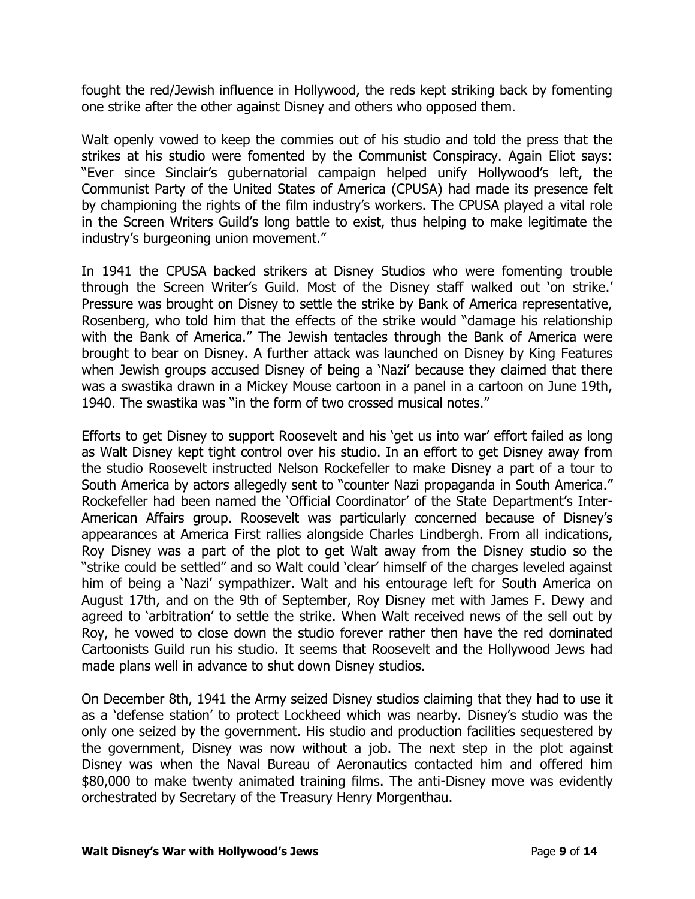fought the red/Jewish influence in Hollywood, the reds kept striking back by fomenting one strike after the other against Disney and others who opposed them.

Walt openly vowed to keep the commies out of his studio and told the press that the strikes at his studio were fomented by the Communist Conspiracy. Again Eliot says: "Ever since Sinclair's gubernatorial campaign helped unify Hollywood's left, the Communist Party of the United States of America (CPUSA) had made its presence felt by championing the rights of the film industry's workers. The CPUSA played a vital role in the Screen Writers Guild's long battle to exist, thus helping to make legitimate the industry's burgeoning union movement."

In 1941 the CPUSA backed strikers at Disney Studios who were fomenting trouble through the Screen Writer's Guild. Most of the Disney staff walked out 'on strike.' Pressure was brought on Disney to settle the strike by Bank of America representative, Rosenberg, who told him that the effects of the strike would "damage his relationship with the Bank of America." The Jewish tentacles through the Bank of America were brought to bear on Disney. A further attack was launched on Disney by King Features when Jewish groups accused Disney of being a 'Nazi' because they claimed that there was a swastika drawn in a Mickey Mouse cartoon in a panel in a cartoon on June 19th, 1940. The swastika was "in the form of two crossed musical notes."

Efforts to get Disney to support Roosevelt and his 'get us into war' effort failed as long as Walt Disney kept tight control over his studio. In an effort to get Disney away from the studio Roosevelt instructed Nelson Rockefeller to make Disney a part of a tour to South America by actors allegedly sent to "counter Nazi propaganda in South America." Rockefeller had been named the 'Official Coordinator' of the State Department's Inter-American Affairs group. Roosevelt was particularly concerned because of Disney's appearances at America First rallies alongside Charles Lindbergh. From all indications, Roy Disney was a part of the plot to get Walt away from the Disney studio so the "strike could be settled" and so Walt could 'clear' himself of the charges leveled against him of being a 'Nazi' sympathizer. Walt and his entourage left for South America on August 17th, and on the 9th of September, Roy Disney met with James F. Dewy and agreed to 'arbitration' to settle the strike. When Walt received news of the sell out by Roy, he vowed to close down the studio forever rather then have the red dominated Cartoonists Guild run his studio. It seems that Roosevelt and the Hollywood Jews had made plans well in advance to shut down Disney studios.

On December 8th, 1941 the Army seized Disney studios claiming that they had to use it as a 'defense station' to protect Lockheed which was nearby. Disney's studio was the only one seized by the government. His studio and production facilities sequestered by the government, Disney was now without a job. The next step in the plot against Disney was when the Naval Bureau of Aeronautics contacted him and offered him $80,000 to make twenty animated training films. The anti-Disney move was evidently orchestrated by Secretary of the Treasury Henry Morgenthau.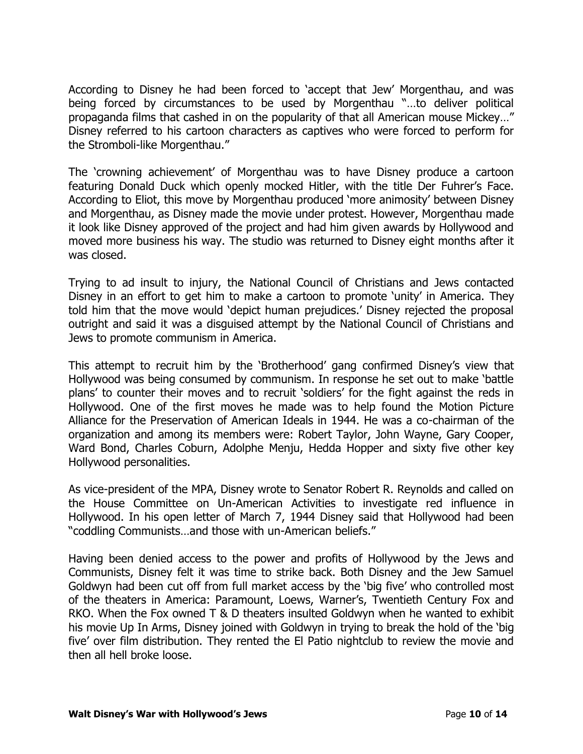According to Disney he had been forced to 'accept that Jew' Morgenthau, and was being forced by circumstances to be used by Morgenthau "…to deliver political propaganda films that cashed in on the popularity of that all American mouse Mickey…" Disney referred to his cartoon characters as captives who were forced to perform for the Stromboli-like Morgenthau."

The 'crowning achievement' of Morgenthau was to have Disney produce a cartoon featuring Donald Duck which openly mocked Hitler, with the title Der Fuhrer's Face. According to Eliot, this move by Morgenthau produced 'more animosity' between Disney and Morgenthau, as Disney made the movie under protest. However, Morgenthau made it look like Disney approved of the project and had him given awards by Hollywood and moved more business his way. The studio was returned to Disney eight months after it was closed.

Trying to ad insult to injury, the National Council of Christians and Jews contacted Disney in an effort to get him to make a cartoon to promote 'unity' in America. They told him that the move would 'depict human prejudices.' Disney rejected the proposal outright and said it was a disguised attempt by the National Council of Christians and Jews to promote communism in America.

This attempt to recruit him by the 'Brotherhood' gang confirmed Disney's view that Hollywood was being consumed by communism. In response he set out to make 'battle plans' to counter their moves and to recruit 'soldiers' for the fight against the reds in Hollywood. One of the first moves he made was to help found the Motion Picture Alliance for the Preservation of American Ideals in 1944. He was a co-chairman of the organization and among its members were: Robert Taylor, John Wayne, Gary Cooper, Ward Bond, Charles Coburn, Adolphe Menju, Hedda Hopper and sixty five other key Hollywood personalities.

As vice-president of the MPA, Disney wrote to Senator Robert R. Reynolds and called on the House Committee on Un-American Activities to investigate red influence in Hollywood. In his open letter of March 7, 1944 Disney said that Hollywood had been "coddling Communists…and those with un-American beliefs."

Having been denied access to the power and profits of Hollywood by the Jews and Communists, Disney felt it was time to strike back. Both Disney and the Jew Samuel Goldwyn had been cut off from full market access by the 'big five' who controlled most of the theaters in America: Paramount, Loews, Warner's, Twentieth Century Fox and RKO. When the Fox owned T & D theaters insulted Goldwyn when he wanted to exhibit his movie Up In Arms, Disney joined with Goldwyn in trying to break the hold of the 'big five' over film distribution. They rented the El Patio nightclub to review the movie and then all hell broke loose.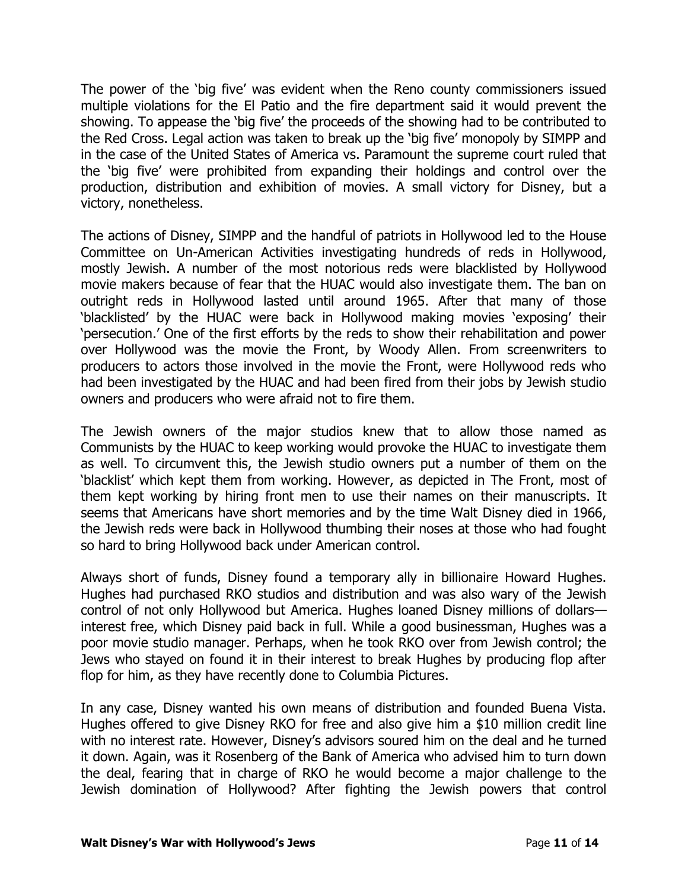The power of the 'big five' was evident when the Reno county commissioners issued multiple violations for the El Patio and the fire department said it would prevent the showing. To appease the 'big five' the proceeds of the showing had to be contributed to the Red Cross. Legal action was taken to break up the 'big five' monopoly by SIMPP and in the case of the United States of America vs. Paramount the supreme court ruled that the 'big five' were prohibited from expanding their holdings and control over the production, distribution and exhibition of movies. A small victory for Disney, but a victory, nonetheless.

The actions of Disney, SIMPP and the handful of patriots in Hollywood led to the House Committee on Un-American Activities investigating hundreds of reds in Hollywood, mostly Jewish. A number of the most notorious reds were blacklisted by Hollywood movie makers because of fear that the HUAC would also investigate them. The ban on outright reds in Hollywood lasted until around 1965. After that many of those 'blacklisted' by the HUAC were back in Hollywood making movies 'exposing' their 'persecution.' One of the first efforts by the reds to show their rehabilitation and power over Hollywood was the movie the Front, by Woody Allen. From screenwriters to producers to actors those involved in the movie the Front, were Hollywood reds who had been investigated by the HUAC and had been fired from their jobs by Jewish studio owners and producers who were afraid not to fire them.

The Jewish owners of the major studios knew that to allow those named as Communists by the HUAC to keep working would provoke the HUAC to investigate them as well. To circumvent this, the Jewish studio owners put a number of them on the 'blacklist' which kept them from working. However, as depicted in The Front, most of them kept working by hiring front men to use their names on their manuscripts. It seems that Americans have short memories and by the time Walt Disney died in 1966, the Jewish reds were back in Hollywood thumbing their noses at those who had fought so hard to bring Hollywood back under American control.

Always short of funds, Disney found a temporary ally in billionaire Howard Hughes. Hughes had purchased RKO studios and distribution and was also wary of the Jewish control of not only Hollywood but America. Hughes loaned Disney millions of dollars—interest free, which Disney paid back in full. While a good businessman, Hughes was a poor movie studio manager. Perhaps, when he took RKO over from Jewish control; the Jews who stayed on found it in their interest to break Hughes by producing flop after flop for him, as they have recently done to Columbia Pictures.

In any case, Disney wanted his own means of distribution and founded Buena Vista. Hughes offered to give Disney RKO for free and also give him a $10 million credit line with no interest rate. However, Disney's advisors soured him on the deal and he turned it down. Again, was it Rosenberg of the Bank of America who advised him to turn down the deal, fearing that in charge of RKO he would become a major challenge to the Jewish domination of Hollywood? After fighting the Jewish powers that control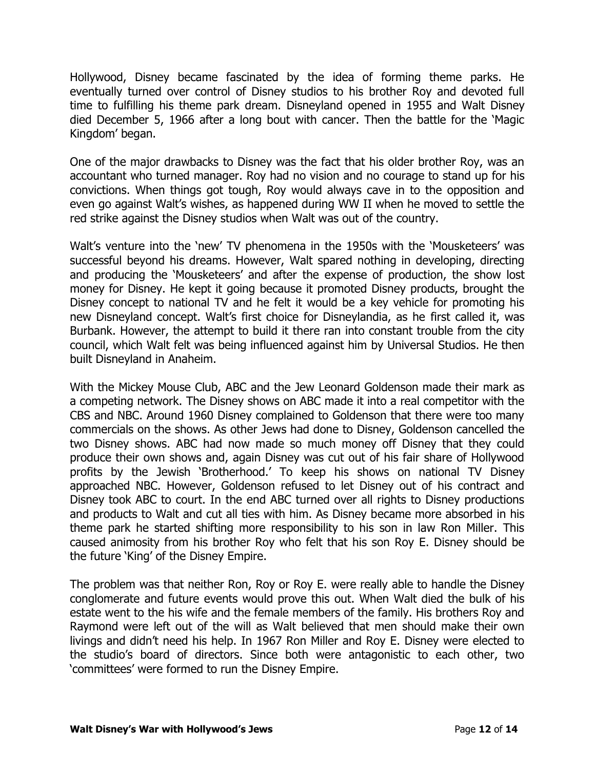Hollywood, Disney became fascinated by the idea of forming theme parks. He eventually turned over control of Disney studios to his brother Roy and devoted full time to fulfilling his theme park dream. Disneyland opened in 1955 and Walt Disney died December 5, 1966 after a long bout with cancer. Then the battle for the 'Magic Kingdom' began.

One of the major drawbacks to Disney was the fact that his older brother Roy, was an accountant who turned manager. Roy had no vision and no courage to stand up for his convictions. When things got tough, Roy would always cave in to the opposition and even go against Walt's wishes, as happened during WW II when he moved to settle the red strike against the Disney studios when Walt was out of the country.

Walt's venture into the 'new' TV phenomena in the 1950s with the 'Mousketeers' was successful beyond his dreams. However, Walt spared nothing in developing, directing and producing the 'Mousketeers' and after the expense of production, the show lost money for Disney. He kept it going because it promoted Disney products, brought the Disney concept to national TV and he felt it would be a key vehicle for promoting his new Disneyland concept. Walt's first choice for Disneylandia, as he first called it, was Burbank. However, the attempt to build it there ran into constant trouble from the city council, which Walt felt was being influenced against him by Universal Studios. He then built Disneyland in Anaheim.

With the Mickey Mouse Club, ABC and the Jew Leonard Goldenson made their mark as a competing network. The Disney shows on ABC made it into a real competitor with the CBS and NBC. Around 1960 Disney complained to Goldenson that there were too many commercials on the shows. As other Jews had done to Disney, Goldenson cancelled the two Disney shows. ABC had now made so much money off Disney that they could produce their own shows and, again Disney was cut out of his fair share of Hollywood profits by the Jewish 'Brotherhood.' To keep his shows on national TV Disney approached NBC. However, Goldenson refused to let Disney out of his contract and Disney took ABC to court. In the end ABC turned over all rights to Disney productions and products to Walt and cut all ties with him. As Disney became more absorbed in his theme park he started shifting more responsibility to his son in law Ron Miller. This caused animosity from his brother Roy who felt that his son Roy E. Disney should be the future 'King' of the Disney Empire.

The problem was that neither Ron, Roy or Roy E. were really able to handle the Disney conglomerate and future events would prove this out. When Walt died the bulk of his estate went to the his wife and the female members of the family. His brothers Roy and Raymond were left out of the will as Walt believed that men should make their own livings and didn't need his help. In 1967 Ron Miller and Roy E. Disney were elected to the studio's board of directors. Since both were antagonistic to each other, two 'committees' were formed to run the Disney Empire.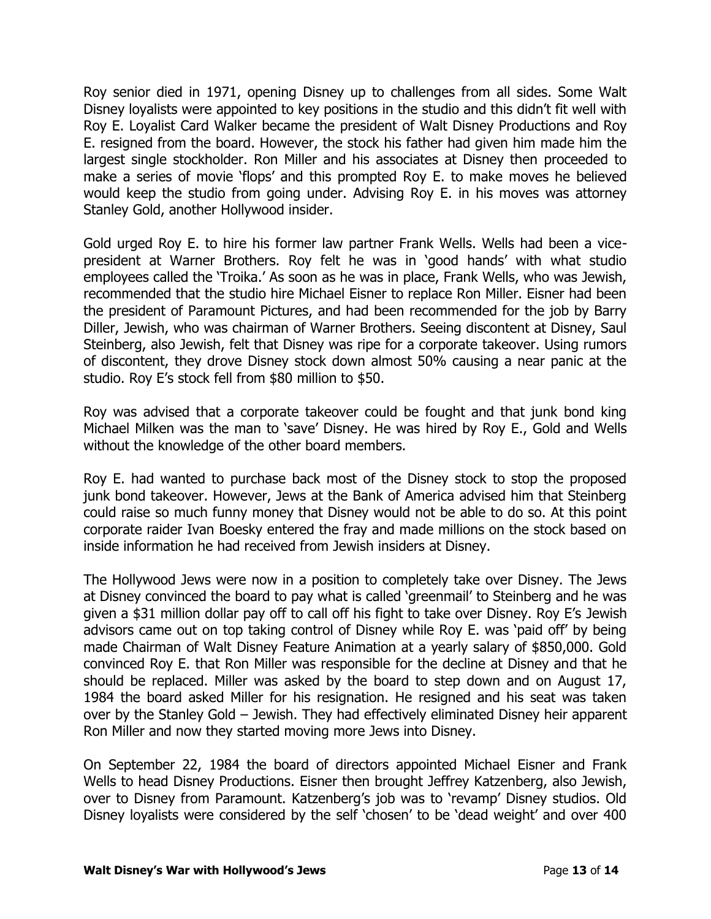Roy senior died in 1971, opening Disney up to challenges from all sides. Some Walt Disney loyalists were appointed to key positions in the studio and this didn't fit well with Roy E. Loyalist Card Walker became the president of Walt Disney Productions and Roy E. resigned from the board. However, the stock his father had given him made him the largest single stockholder. Ron Miller and his associates at Disney then proceeded to make a series of movie 'flops' and this prompted Roy E. to make moves he believed would keep the studio from going under. Advising Roy E. in his moves was attorney Stanley Gold, another Hollywood insider.

Gold urged Roy E. to hire his former law partner Frank Wells. Wells had been a vice-president at Warner Brothers. Roy felt he was in 'good hands' with what studio employees called the 'Troika.' As soon as he was in place, Frank Wells, who was Jewish, recommended that the studio hire Michael Eisner to replace Ron Miller. Eisner had been the president of Paramount Pictures, and had been recommended for the job by Barry Diller, Jewish, who was chairman of Warner Brothers. Seeing discontent at Disney, Saul Steinberg, also Jewish, felt that Disney was ripe for a corporate takeover. Using rumors of discontent, they drove Disney stock down almost 50% causing a near panic at the studio. Roy E's stock fell from $80 million to $50.

Roy was advised that a corporate takeover could be fought and that junk bond king Michael Milken was the man to 'save' Disney. He was hired by Roy E., Gold and Wells without the knowledge of the other board members.

Roy E. had wanted to purchase back most of the Disney stock to stop the proposed junk bond takeover. However, Jews at the Bank of America advised him that Steinberg could raise so much funny money that Disney would not be able to do so. At this point corporate raider Ivan Boesky entered the fray and made millions on the stock based on inside information he had received from Jewish insiders at Disney.

The Hollywood Jews were now in a position to completely take over Disney. The Jews at Disney convinced the board to pay what is called 'greenmail' to Steinberg and he was given a $31 million dollar pay off to call off his fight to take over Disney. Roy E's Jewish advisors came out on top taking control of Disney while Roy E. was 'paid off' by being made Chairman of Walt Disney Feature Animation at a yearly salary of $850,000. Gold convinced Roy E. that Ron Miller was responsible for the decline at Disney and that he should be replaced. Miller was asked by the board to step down and on August 17, 1984 the board asked Miller for his resignation. He resigned and his seat was taken over by the Stanley Gold – Jewish. They had effectively eliminated Disney heir apparent Ron Miller and now they started moving more Jews into Disney.

On September 22, 1984 the board of directors appointed Michael Eisner and Frank Wells to head Disney Productions. Eisner then brought Jeffrey Katzenberg, also Jewish, over to Disney from Paramount. Katzenberg's job was to 'revamp' Disney studios. Old Disney loyalists were considered by the self 'chosen' to be 'dead weight' and over 400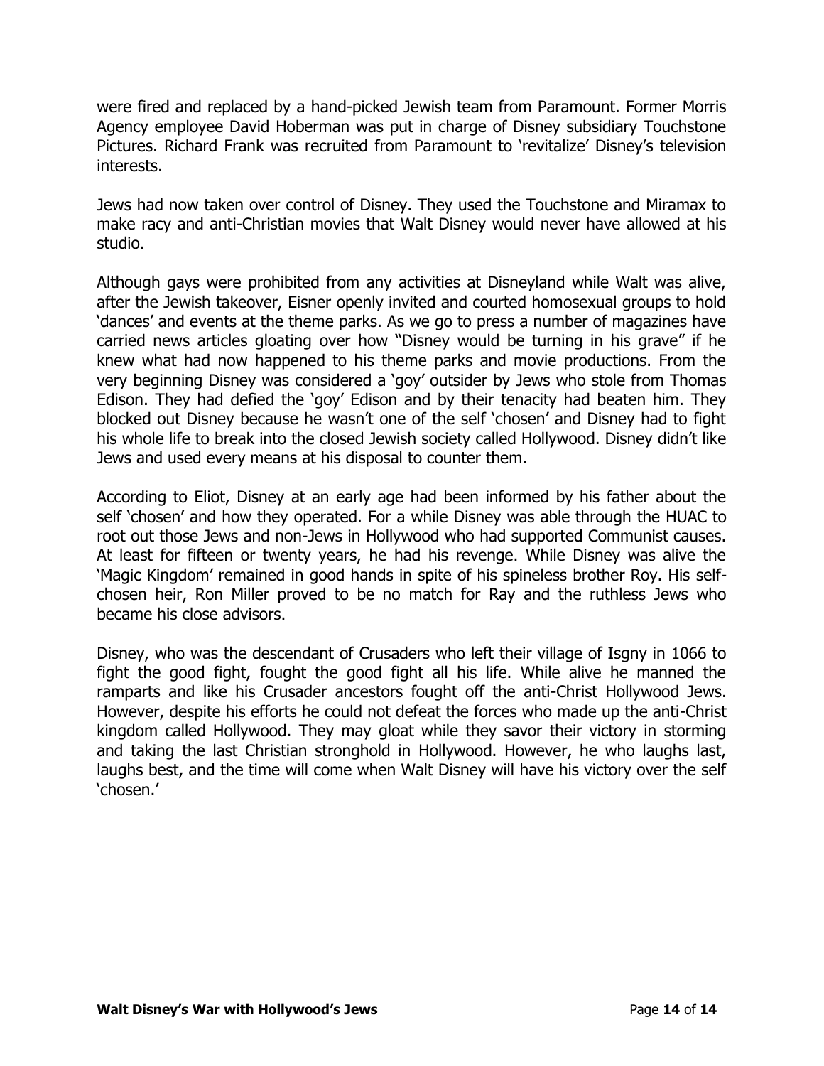were fired and replaced by a hand-picked Jewish team from Paramount. Former Morris Agency employee David Hoberman was put in charge of Disney subsidiary Touchstone Pictures. Richard Frank was recruited from Paramount to 'revitalize' Disney's television interests.

Jews had now taken over control of Disney. They used the Touchstone and Miramax to make racy and anti-Christian movies that Walt Disney would never have allowed at his studio.

Although gays were prohibited from any activities at Disneyland while Walt was alive, after the Jewish takeover, Eisner openly invited and courted homosexual groups to hold 'dances' and events at the theme parks. As we go to press a number of magazines have carried news articles gloating over how "Disney would be turning in his grave" if he knew what had now happened to his theme parks and movie productions. From the very beginning Disney was considered a 'goy' outsider by Jews who stole from Thomas Edison. They had defied the 'goy' Edison and by their tenacity had beaten him. They blocked out Disney because he wasn't one of the self 'chosen' and Disney had to fight his whole life to break into the closed Jewish society called Hollywood. Disney didn't like Jews and used every means at his disposal to counter them.

According to Eliot, Disney at an early age had been informed by his father about the self 'chosen' and how they operated. For a while Disney was able through the HUAC to root out those Jews and non-Jews in Hollywood who had supported Communist causes. At least for fifteen or twenty years, he had his revenge. While Disney was alive the 'Magic Kingdom' remained in good hands in spite of his spineless brother Roy. His self-chosen heir, Ron Miller proved to be no match for Ray and the ruthless Jews who became his close advisors.

Disney, who was the descendant of Crusaders who left their village of Isgny in 1066 to fight the good fight, fought the good fight all his life. While alive he manned the ramparts and like his Crusader ancestors fought off the anti-Christ Hollywood Jews. However, despite his efforts he could not defeat the forces who made up the anti-Christ kingdom called Hollywood. They may gloat while they savor their victory in storming and taking the last Christian stronghold in Hollywood. However, he who laughs last, laughs best, and the time will come when Walt Disney will have his victory over the self 'chosen.'